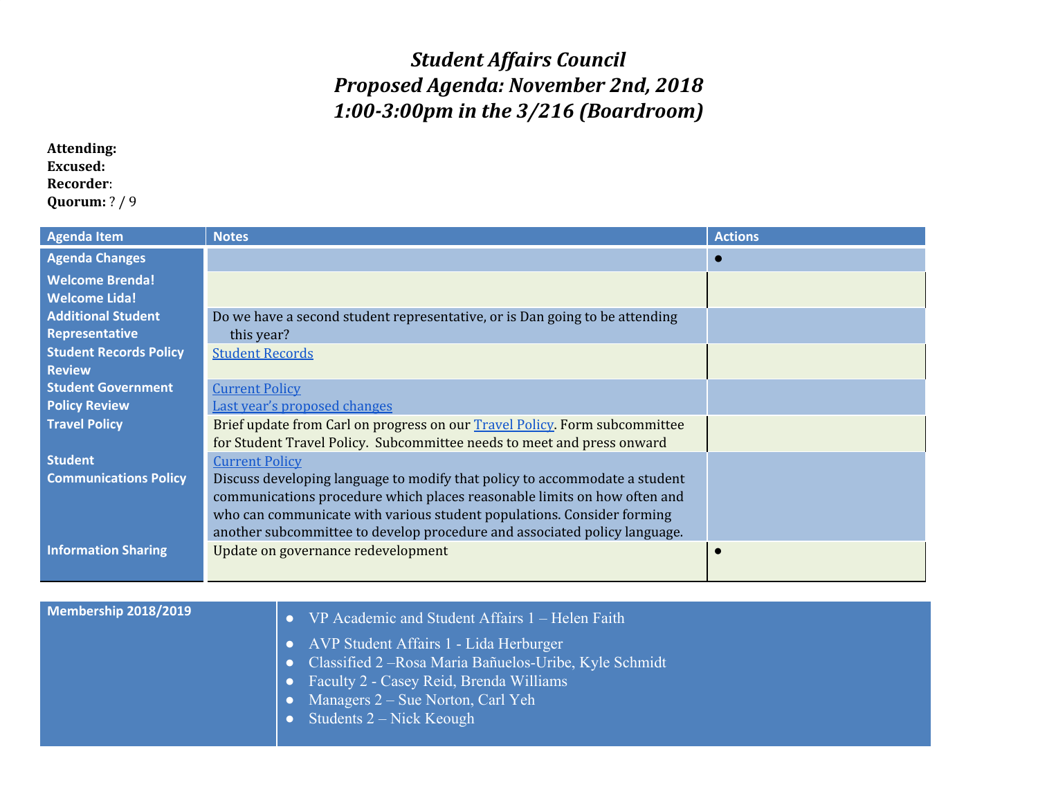# *Student Affairs Council*
# *Proposed Agenda: November 2nd, 2018*
# *1:00-3:00pm in the 3/216 (Boardroom)*

**Attending:**
**Excused:**
**Recorder**:
**Quorum:** ? / 9

| Agenda Item | Notes | Actions |
|---|---|---|
| **Agenda Changes** | | ● |
| **Welcome Brenda!** **Welcome Lida!** | | |
| **Additional Student Representative** | Do we have a second student representative, or is Dan going to be attending this year? | |
| **Student Records Policy Review** | Student Records | |
| **Student Government Policy Review** | Current Policy<br>Last year's proposed changes | |
| **Travel Policy** | Brief update from Carl on progress on our Travel Policy. Form subcommittee for Student Travel Policy. Subcommittee needs to meet and press onward | |
| **Student Communications Policy** | Current Policy<br>Discuss developing language to modify that policy to accommodate a student communications procedure which places reasonable limits on how often and who can communicate with various student populations. Consider forming another subcommittee to develop procedure and associated policy language. | |
| **Information Sharing** | Update on governance redevelopment | ● |

| **Membership 2018/2019** | |
|---|---|
| | • VP Academic and Student Affairs 1 – Helen Faith<br>• AVP Student Affairs 1 - Lida Herburger<br>• Classified 2 –Rosa Maria Bañuelos-Uribe, Kyle Schmidt<br>• Faculty 2 - Casey Reid, Brenda Williams<br>• Managers 2 – Sue Norton, Carl Yeh<br>• Students 2 – Nick Keough |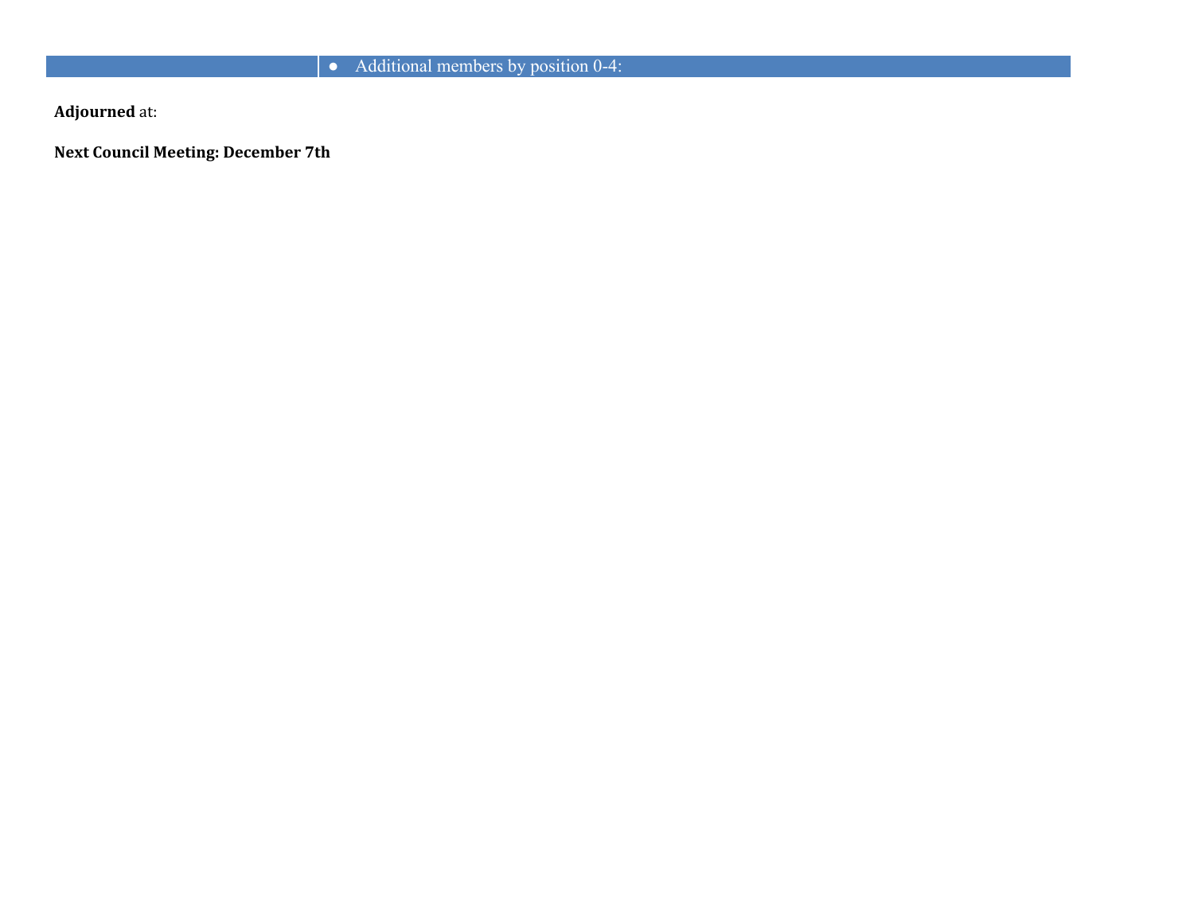| | |
|---|---|
| | • Additional members by position 0-4: |

**Adjourned** at:

**Next Council Meeting: December 7th**